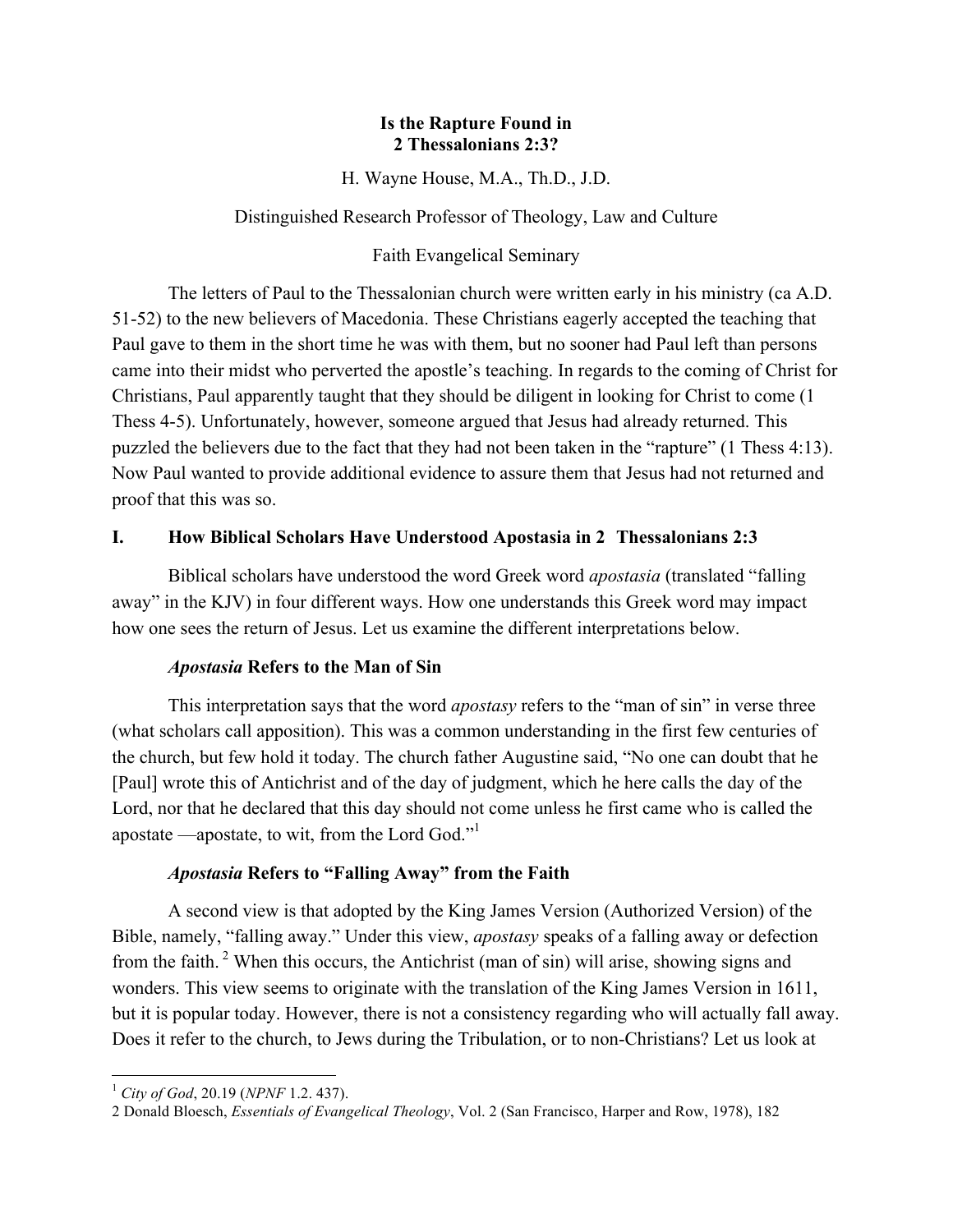# Is the Rapture Found in 2 Thessalonians 2:3?

H. Wayne House, M.A., Th.D., J.D.

Distinguished Research Professor of Theology, Law and Culture

Faith Evangelical Seminary

The letters of Paul to the Thessalonian church were written early in his ministry (ca A.D. 51-52) to the new believers of Macedonia. These Christians eagerly accepted the teaching that Paul gave to them in the short time he was with them, but no sooner had Paul left than persons came into their midst who perverted the apostle's teaching. In regards to the coming of Christ for Christians, Paul apparently taught that they should be diligent in looking for Christ to come (1 Thess 4-5). Unfortunately, however, someone argued that Jesus had already returned. This puzzled the believers due to the fact that they had not been taken in the "rapture" (1 Thess 4:13). Now Paul wanted to provide additional evidence to assure them that Jesus had not returned and proof that this was so.

## I. How Biblical Scholars Have Understood Apostasia in 2 Thessalonians 2:3

Biblical scholars have understood the word Greek word *apostasia* (translated "falling away" in the KJV) in four different ways. How one understands this Greek word may impact how one sees the return of Jesus. Let us examine the different interpretations below.

### *Apostasia* Refers to the Man of Sin

This interpretation says that the word *apostasy* refers to the "man of sin" in verse three (what scholars call apposition). This was a common understanding in the first few centuries of the church, but few hold it today. The church father Augustine said, "No one can doubt that he [Paul] wrote this of Antichrist and of the day of judgment, which he here calls the day of the Lord, nor that he declared that this day should not come unless he first came who is called the apostate —apostate, to wit, from the Lord God."[1]

### *Apostasia* Refers to "Falling Away" from the Faith

A second view is that adopted by the King James Version (Authorized Version) of the Bible, namely, "falling away." Under this view, *apostasy* speaks of a falling away or defection from the faith. [2] When this occurs, the Antichrist (man of sin) will arise, showing signs and wonders. This view seems to originate with the translation of the King James Version in 1611, but it is popular today. However, there is not a consistency regarding who will actually fall away. Does it refer to the church, to Jews during the Tribulation, or to non-Christians? Let us look at

---

[1] *City of God*, 20.19 (*NPNF* 1.2. 437).

2 Donald Bloesch, *Essentials of Evangelical Theology*, Vol. 2 (San Francisco, Harper and Row, 1978), 182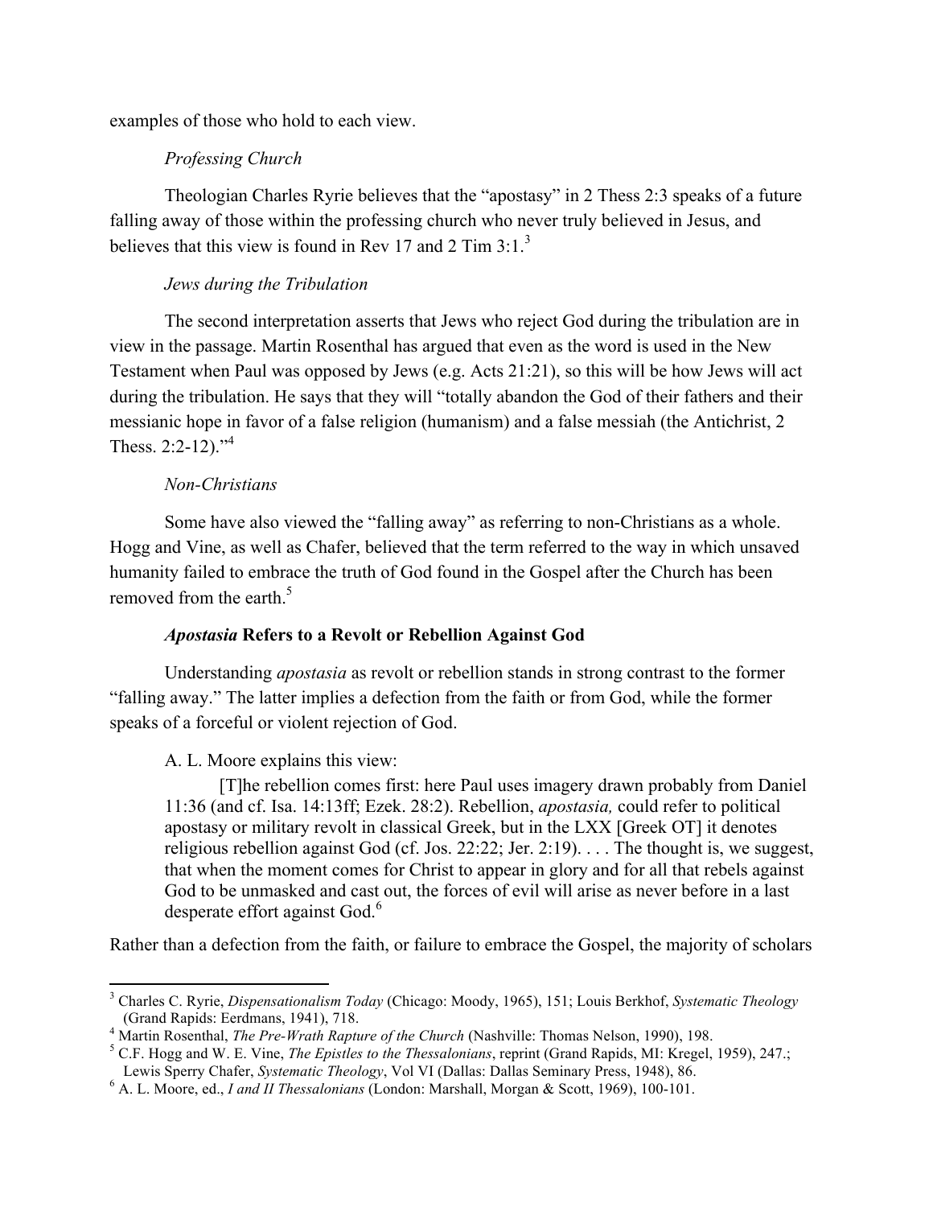examples of those who hold to each view.

*Professing Church*

Theologian Charles Ryrie believes that the "apostasy" in 2 Thess 2:3 speaks of a future falling away of those within the professing church who never truly believed in Jesus, and believes that this view is found in Rev 17 and 2 Tim 3:1.[3]

*Jews during the Tribulation*

The second interpretation asserts that Jews who reject God during the tribulation are in view in the passage. Martin Rosenthal has argued that even as the word is used in the New Testament when Paul was opposed by Jews (e.g. Acts 21:21), so this will be how Jews will act during the tribulation. He says that they will "totally abandon the God of their fathers and their messianic hope in favor of a false religion (humanism) and a false messiah (the Antichrist, 2 Thess. 2:2-12)."[4]

*Non-Christians*

Some have also viewed the "falling away" as referring to non-Christians as a whole. Hogg and Vine, as well as Chafer, believed that the term referred to the way in which unsaved humanity failed to embrace the truth of God found in the Gospel after the Church has been removed from the earth.[5]

### *Apostasia* Refers to a Revolt or Rebellion Against God

Understanding *apostasia* as revolt or rebellion stands in strong contrast to the former "falling away." The latter implies a defection from the faith or from God, while the former speaks of a forceful or violent rejection of God.

A. L. Moore explains this view:

> [T]he rebellion comes first: here Paul uses imagery drawn probably from Daniel 11:36 (and cf. Isa. 14:13ff; Ezek. 28:2). Rebellion, *apostasia,* could refer to political apostasy or military revolt in classical Greek, but in the LXX [Greek OT] it denotes religious rebellion against God (cf. Jos. 22:22; Jer. 2:19). . . . The thought is, we suggest, that when the moment comes for Christ to appear in glory and for all that rebels against God to be unmasked and cast out, the forces of evil will arise as never before in a last desperate effort against God.[6]

Rather than a defection from the faith, or failure to embrace the Gospel, the majority of scholars

---

[3] Charles C. Ryrie, *Dispensationalism Today* (Chicago: Moody, 1965), 151; Louis Berkhof, *Systematic Theology* (Grand Rapids: Eerdmans, 1941), 718.

[4] Martin Rosenthal, *The Pre-Wrath Rapture of the Church* (Nashville: Thomas Nelson, 1990), 198.

[5] C.F. Hogg and W. E. Vine, *The Epistles to the Thessalonians*, reprint (Grand Rapids, MI: Kregel, 1959), 247.; Lewis Sperry Chafer, *Systematic Theology*, Vol VI (Dallas: Dallas Seminary Press, 1948), 86.

[6] A. L. Moore, ed., *I and II Thessalonians* (London: Marshall, Morgan & Scott, 1969), 100-101.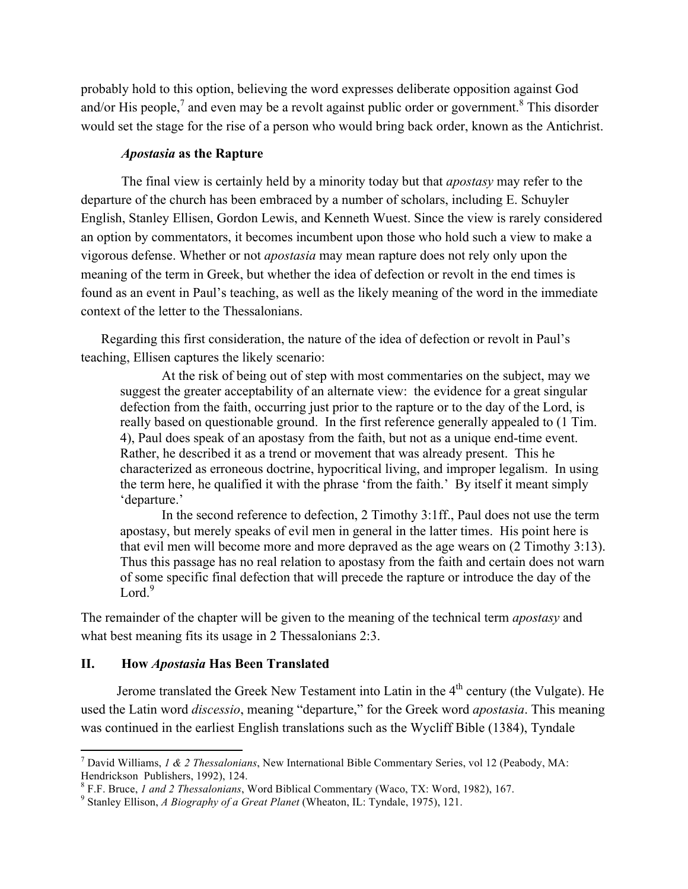probably hold to this option, believing the word expresses deliberate opposition against God and/or His people,[7] and even may be a revolt against public order or government.[8] This disorder would set the stage for the rise of a person who would bring back order, known as the Antichrist.

### *Apostasia* as the Rapture

The final view is certainly held by a minority today but that *apostasy* may refer to the departure of the church has been embraced by a number of scholars, including E. Schuyler English, Stanley Ellisen, Gordon Lewis, and Kenneth Wuest. Since the view is rarely considered an option by commentators, it becomes incumbent upon those who hold such a view to make a vigorous defense. Whether or not *apostasia* may mean rapture does not rely only upon the meaning of the term in Greek, but whether the idea of defection or revolt in the end times is found as an event in Paul's teaching, as well as the likely meaning of the word in the immediate context of the letter to the Thessalonians.

Regarding this first consideration, the nature of the idea of defection or revolt in Paul's teaching, Ellisen captures the likely scenario:

> At the risk of being out of step with most commentaries on the subject, may we suggest the greater acceptability of an alternate view: the evidence for a great singular defection from the faith, occurring just prior to the rapture or to the day of the Lord, is really based on questionable ground. In the first reference generally appealed to (1 Tim. 4), Paul does speak of an apostasy from the faith, but not as a unique end-time event. Rather, he described it as a trend or movement that was already present. This he characterized as erroneous doctrine, hypocritical living, and improper legalism. In using the term here, he qualified it with the phrase 'from the faith.' By itself it meant simply 'departure.'
>
> In the second reference to defection, 2 Timothy 3:1ff., Paul does not use the term apostasy, but merely speaks of evil men in general in the latter times. His point here is that evil men will become more and more depraved as the age wears on (2 Timothy 3:13). Thus this passage has no real relation to apostasy from the faith and certain does not warn of some specific final defection that will precede the rapture or introduce the day of the Lord.[9]

The remainder of the chapter will be given to the meaning of the technical term *apostasy* and what best meaning fits its usage in 2 Thessalonians 2:3.

## II. How *Apostasia* Has Been Translated

Jerome translated the Greek New Testament into Latin in the 4th century (the Vulgate). He used the Latin word *discessio*, meaning "departure," for the Greek word *apostasia*. This meaning was continued in the earliest English translations such as the Wycliff Bible (1384), Tyndale

---

[7] David Williams, *1 & 2 Thessalonians*, New International Bible Commentary Series, vol 12 (Peabody, MA: Hendrickson Publishers, 1992), 124.

[8] F.F. Bruce, *1 and 2 Thessalonians*, Word Biblical Commentary (Waco, TX: Word, 1982), 167.

[9] Stanley Ellison, *A Biography of a Great Planet* (Wheaton, IL: Tyndale, 1975), 121.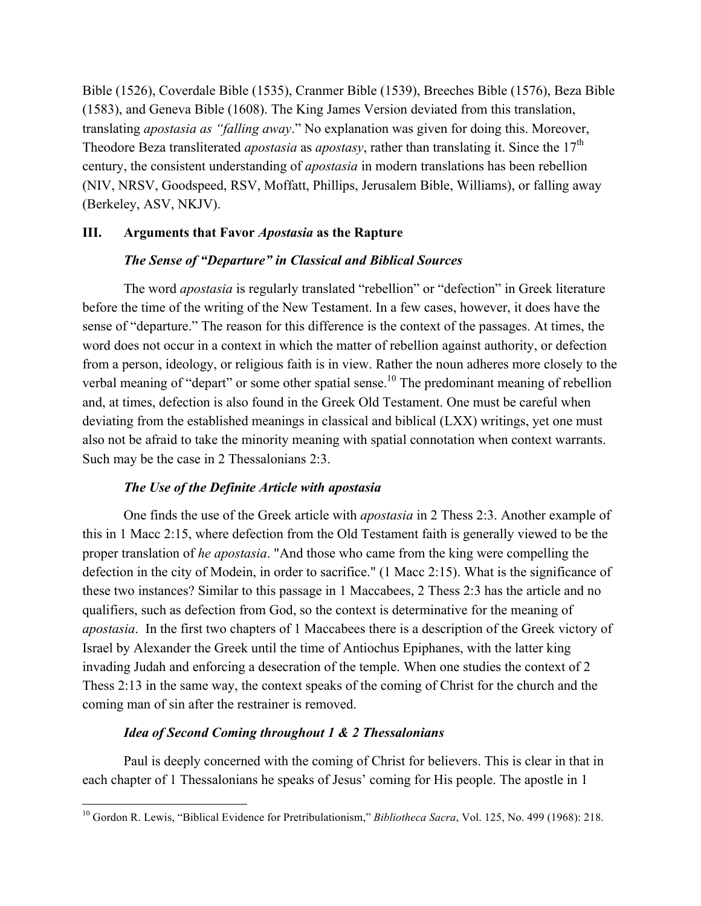Bible (1526), Coverdale Bible (1535), Cranmer Bible (1539), Breeches Bible (1576), Beza Bible (1583), and Geneva Bible (1608). The King James Version deviated from this translation, translating *apostasia as "falling away*." No explanation was given for doing this. Moreover, Theodore Beza transliterated *apostasia* as *apostasy*, rather than translating it. Since the 17th century, the consistent understanding of *apostasia* in modern translations has been rebellion (NIV, NRSV, Goodspeed, RSV, Moffatt, Phillips, Jerusalem Bible, Williams), or falling away (Berkeley, ASV, NKJV).

## III. Arguments that Favor *Apostasia* as the Rapture

### *The Sense of "Departure" in Classical and Biblical Sources*

The word *apostasia* is regularly translated "rebellion" or "defection" in Greek literature before the time of the writing of the New Testament. In a few cases, however, it does have the sense of "departure." The reason for this difference is the context of the passages. At times, the word does not occur in a context in which the matter of rebellion against authority, or defection from a person, ideology, or religious faith is in view. Rather the noun adheres more closely to the verbal meaning of "depart" or some other spatial sense.[10] The predominant meaning of rebellion and, at times, defection is also found in the Greek Old Testament. One must be careful when deviating from the established meanings in classical and biblical (LXX) writings, yet one must also not be afraid to take the minority meaning with spatial connotation when context warrants. Such may be the case in 2 Thessalonians 2:3.

### *The Use of the Definite Article with apostasia*

One finds the use of the Greek article with *apostasia* in 2 Thess 2:3. Another example of this in 1 Macc 2:15, where defection from the Old Testament faith is generally viewed to be the proper translation of *he apostasia*. "And those who came from the king were compelling the defection in the city of Modein, in order to sacrifice." (1 Macc 2:15). What is the significance of these two instances? Similar to this passage in 1 Maccabees, 2 Thess 2:3 has the article and no qualifiers, such as defection from God, so the context is determinative for the meaning of *apostasia*. In the first two chapters of 1 Maccabees there is a description of the Greek victory of Israel by Alexander the Greek until the time of Antiochus Epiphanes, with the latter king invading Judah and enforcing a desecration of the temple. When one studies the context of 2 Thess 2:13 in the same way, the context speaks of the coming of Christ for the church and the coming man of sin after the restrainer is removed.

### *Idea of Second Coming throughout 1 & 2 Thessalonians*

Paul is deeply concerned with the coming of Christ for believers. This is clear in that in each chapter of 1 Thessalonians he speaks of Jesus' coming for His people. The apostle in 1

---

[10] Gordon R. Lewis, "Biblical Evidence for Pretribulationism," *Bibliotheca Sacra*, Vol. 125, No. 499 (1968): 218.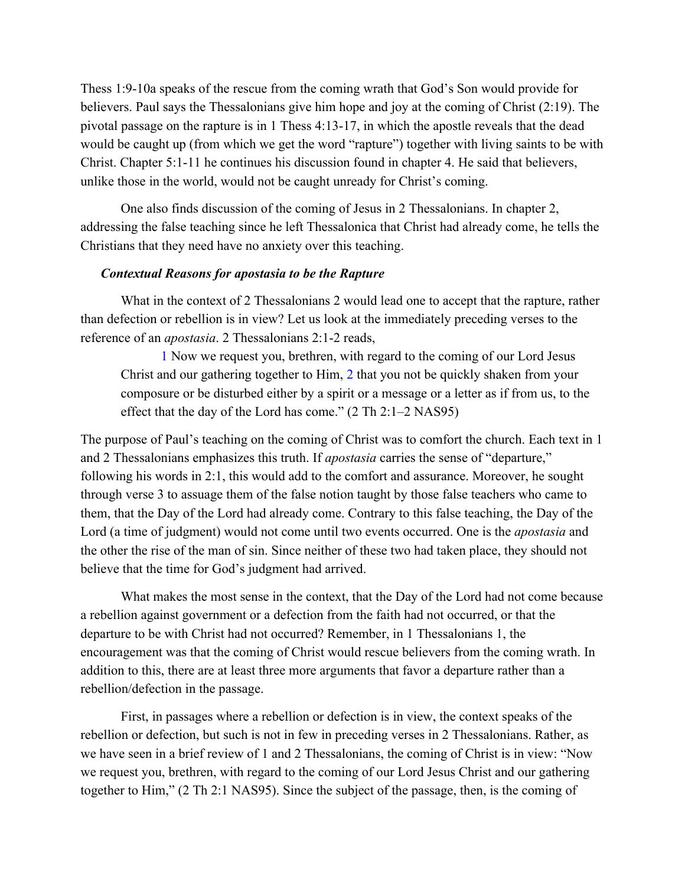Thess 1:9-10a speaks of the rescue from the coming wrath that God's Son would provide for believers. Paul says the Thessalonians give him hope and joy at the coming of Christ (2:19). The pivotal passage on the rapture is in 1 Thess 4:13-17, in which the apostle reveals that the dead would be caught up (from which we get the word "rapture") together with living saints to be with Christ. Chapter 5:1-11 he continues his discussion found in chapter 4. He said that believers, unlike those in the world, would not be caught unready for Christ's coming.

One also finds discussion of the coming of Jesus in 2 Thessalonians. In chapter 2, addressing the false teaching since he left Thessalonica that Christ had already come, he tells the Christians that they need have no anxiety over this teaching.

***Contextual Reasons for apostasia to be the Rapture***

What in the context of 2 Thessalonians 2 would lead one to accept that the rapture, rather than defection or rebellion is in view? Let us look at the immediately preceding verses to the reference of an *apostasia*. 2 Thessalonians 2:1-2 reads,

> 1 Now we request you, brethren, with regard to the coming of our Lord Jesus Christ and our gathering together to Him, 2 that you not be quickly shaken from your composure or be disturbed either by a spirit or a message or a letter as if from us, to the effect that the day of the Lord has come." (2 Th 2:1–2 NAS95)

The purpose of Paul's teaching on the coming of Christ was to comfort the church. Each text in 1 and 2 Thessalonians emphasizes this truth. If *apostasia* carries the sense of "departure," following his words in 2:1, this would add to the comfort and assurance. Moreover, he sought through verse 3 to assuage them of the false notion taught by those false teachers who came to them, that the Day of the Lord had already come. Contrary to this false teaching, the Day of the Lord (a time of judgment) would not come until two events occurred. One is the *apostasia* and the other the rise of the man of sin. Since neither of these two had taken place, they should not believe that the time for God's judgment had arrived.

What makes the most sense in the context, that the Day of the Lord had not come because a rebellion against government or a defection from the faith had not occurred, or that the departure to be with Christ had not occurred? Remember, in 1 Thessalonians 1, the encouragement was that the coming of Christ would rescue believers from the coming wrath. In addition to this, there are at least three more arguments that favor a departure rather than a rebellion/defection in the passage.

First, in passages where a rebellion or defection is in view, the context speaks of the rebellion or defection, but such is not in few in preceding verses in 2 Thessalonians. Rather, as we have seen in a brief review of 1 and 2 Thessalonians, the coming of Christ is in view: "Now we request you, brethren, with regard to the coming of our Lord Jesus Christ and our gathering together to Him," (2 Th 2:1 NAS95). Since the subject of the passage, then, is the coming of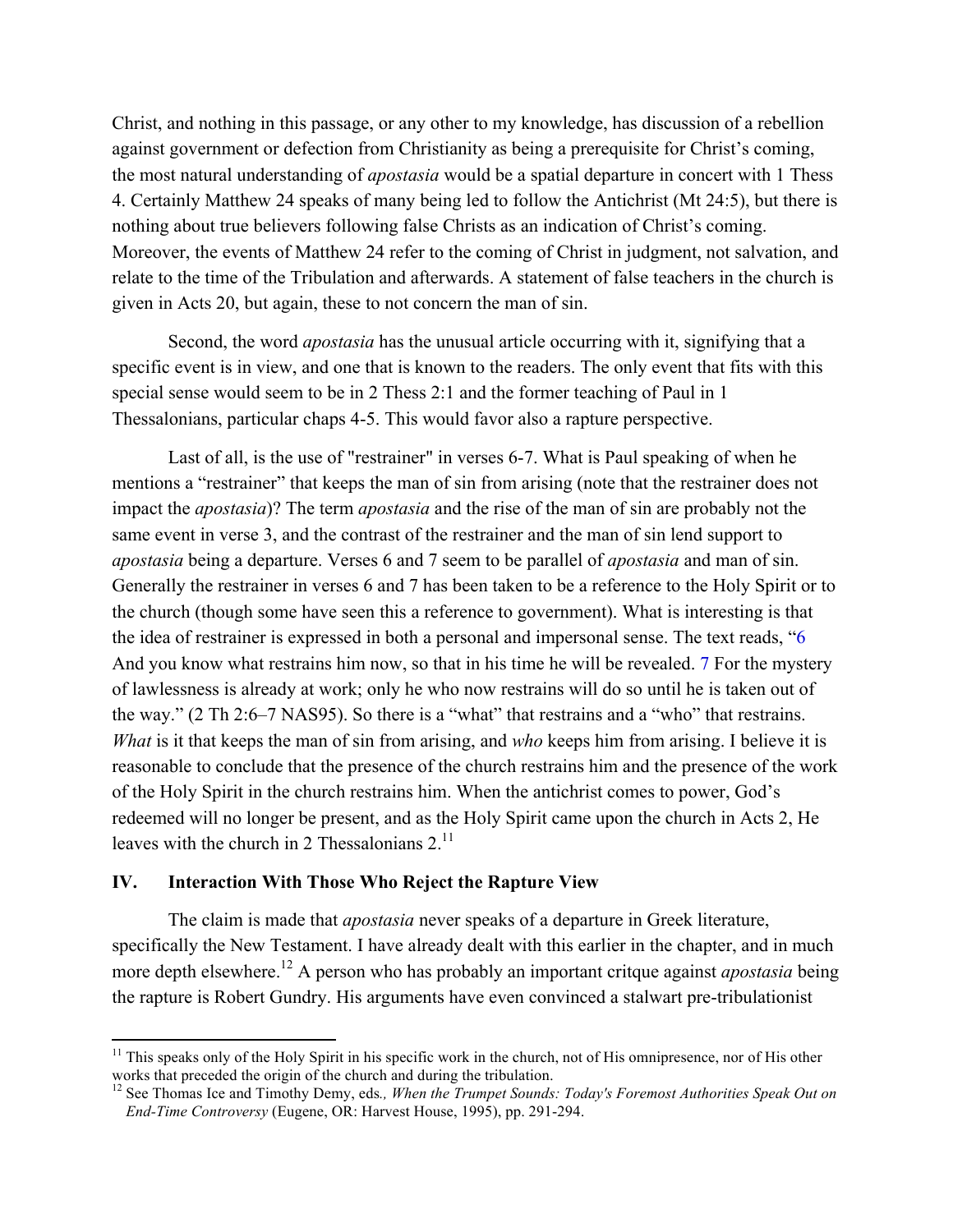Christ, and nothing in this passage, or any other to my knowledge, has discussion of a rebellion against government or defection from Christianity as being a prerequisite for Christ's coming, the most natural understanding of *apostasia* would be a spatial departure in concert with 1 Thess 4. Certainly Matthew 24 speaks of many being led to follow the Antichrist (Mt 24:5), but there is nothing about true believers following false Christs as an indication of Christ's coming. Moreover, the events of Matthew 24 refer to the coming of Christ in judgment, not salvation, and relate to the time of the Tribulation and afterwards. A statement of false teachers in the church is given in Acts 20, but again, these to not concern the man of sin.

Second, the word *apostasia* has the unusual article occurring with it, signifying that a specific event is in view, and one that is known to the readers. The only event that fits with this special sense would seem to be in 2 Thess 2:1 and the former teaching of Paul in 1 Thessalonians, particular chaps 4-5. This would favor also a rapture perspective.

Last of all, is the use of "restrainer" in verses 6-7. What is Paul speaking of when he mentions a "restrainer" that keeps the man of sin from arising (note that the restrainer does not impact the *apostasia*)? The term *apostasia* and the rise of the man of sin are probably not the same event in verse 3, and the contrast of the restrainer and the man of sin lend support to *apostasia* being a departure. Verses 6 and 7 seem to be parallel of *apostasia* and man of sin. Generally the restrainer in verses 6 and 7 has been taken to be a reference to the Holy Spirit or to the church (though some have seen this a reference to government). What is interesting is that the idea of restrainer is expressed in both a personal and impersonal sense. The text reads, "6 And you know what restrains him now, so that in his time he will be revealed. 7 For the mystery of lawlessness is already at work; only he who now restrains will do so until he is taken out of the way." (2 Th 2:6–7 NAS95). So there is a "what" that restrains and a "who" that restrains. *What* is it that keeps the man of sin from arising, and *who* keeps him from arising. I believe it is reasonable to conclude that the presence of the church restrains him and the presence of the work of the Holy Spirit in the church restrains him. When the antichrist comes to power, God's redeemed will no longer be present, and as the Holy Spirit came upon the church in Acts 2, He leaves with the church in 2 Thessalonians 2.[11]

## IV. Interaction With Those Who Reject the Rapture View

The claim is made that *apostasia* never speaks of a departure in Greek literature, specifically the New Testament. I have already dealt with this earlier in the chapter, and in much more depth elsewhere.[12] A person who has probably an important critque against *apostasia* being the rapture is Robert Gundry. His arguments have even convinced a stalwart pre-tribulationist

---

[11] This speaks only of the Holy Spirit in his specific work in the church, not of His omnipresence, nor of His other works that preceded the origin of the church and during the tribulation.

[12] See Thomas Ice and Timothy Demy, eds*., When the Trumpet Sounds: Today's Foremost Authorities Speak Out on End-Time Controversy* (Eugene, OR: Harvest House, 1995), pp. 291-294.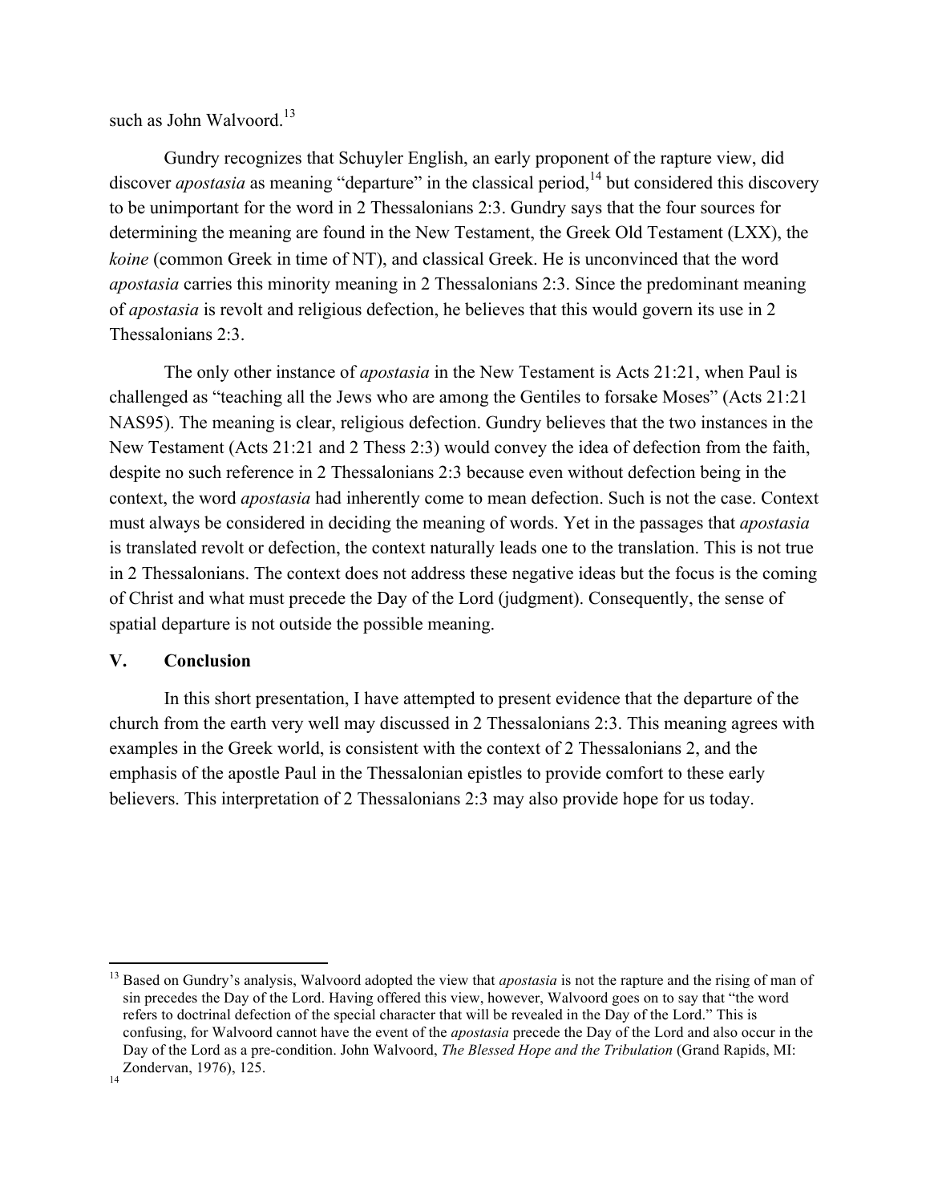such as John Walvoord.[13]

Gundry recognizes that Schuyler English, an early proponent of the rapture view, did discover *apostasia* as meaning "departure" in the classical period,[14] but considered this discovery to be unimportant for the word in 2 Thessalonians 2:3. Gundry says that the four sources for determining the meaning are found in the New Testament, the Greek Old Testament (LXX), the *koine* (common Greek in time of NT), and classical Greek. He is unconvinced that the word *apostasia* carries this minority meaning in 2 Thessalonians 2:3. Since the predominant meaning of *apostasia* is revolt and religious defection, he believes that this would govern its use in 2 Thessalonians 2:3.

The only other instance of *apostasia* in the New Testament is Acts 21:21, when Paul is challenged as "teaching all the Jews who are among the Gentiles to forsake Moses" (Acts 21:21 NAS95). The meaning is clear, religious defection. Gundry believes that the two instances in the New Testament (Acts 21:21 and 2 Thess 2:3) would convey the idea of defection from the faith, despite no such reference in 2 Thessalonians 2:3 because even without defection being in the context, the word *apostasia* had inherently come to mean defection. Such is not the case. Context must always be considered in deciding the meaning of words. Yet in the passages that *apostasia* is translated revolt or defection, the context naturally leads one to the translation. This is not true in 2 Thessalonians. The context does not address these negative ideas but the focus is the coming of Christ and what must precede the Day of the Lord (judgment). Consequently, the sense of spatial departure is not outside the possible meaning.

## V. Conclusion

In this short presentation, I have attempted to present evidence that the departure of the church from the earth very well may discussed in 2 Thessalonians 2:3. This meaning agrees with examples in the Greek world, is consistent with the context of 2 Thessalonians 2, and the emphasis of the apostle Paul in the Thessalonian epistles to provide comfort to these early believers. This interpretation of 2 Thessalonians 2:3 may also provide hope for us today.

---

[13] Based on Gundry's analysis, Walvoord adopted the view that *apostasia* is not the rapture and the rising of man of sin precedes the Day of the Lord. Having offered this view, however, Walvoord goes on to say that "the word refers to doctrinal defection of the special character that will be revealed in the Day of the Lord." This is confusing, for Walvoord cannot have the event of the *apostasia* precede the Day of the Lord and also occur in the Day of the Lord as a pre-condition. John Walvoord, *The Blessed Hope and the Tribulation* (Grand Rapids, MI: Zondervan, 1976), 125.

[14]